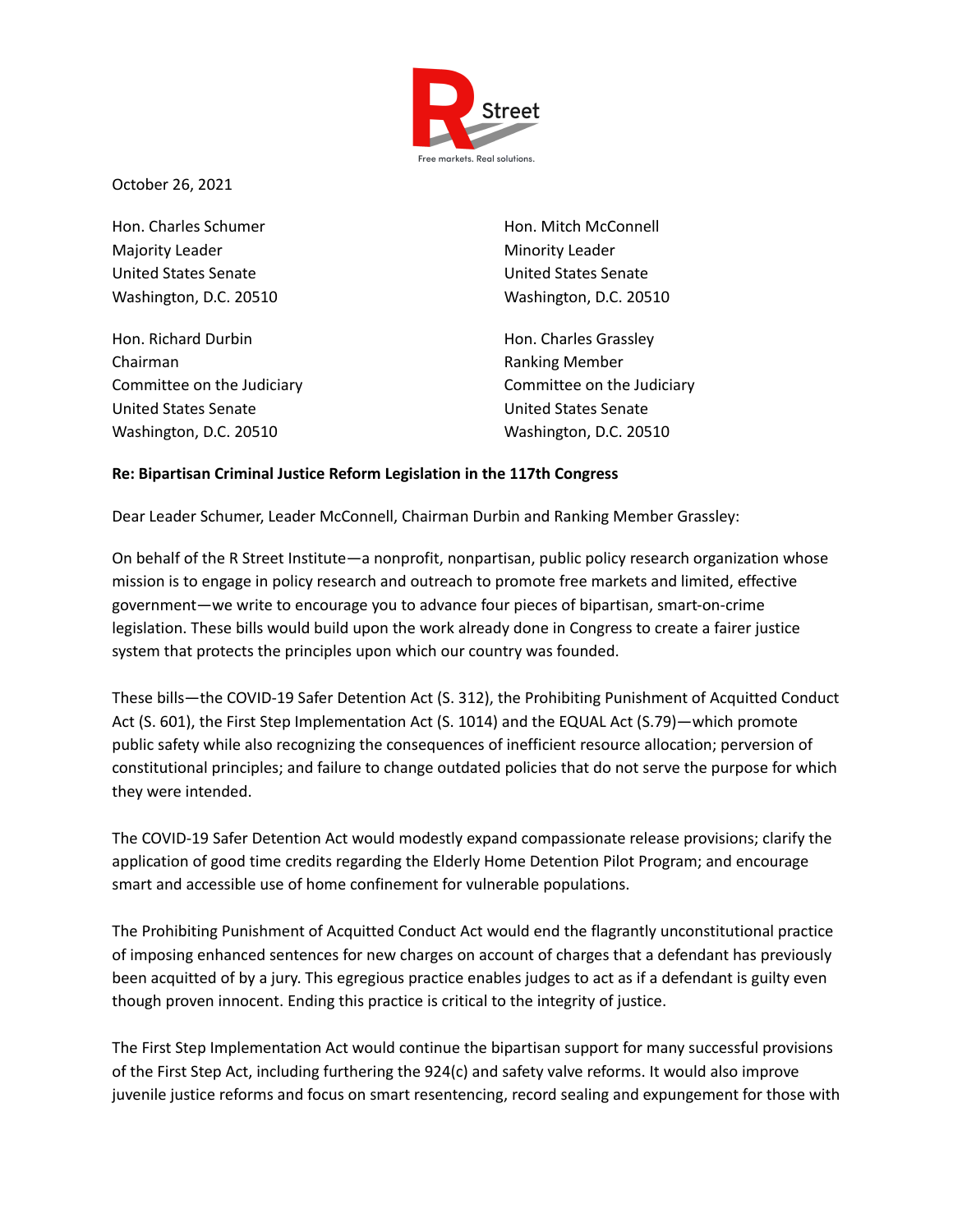October 26, 2021

Hon. Charles Schumer
Majority Leader
United States Senate
Washington, D.C. 20510

Hon. Mitch McConnell
Minority Leader
United States Senate
Washington, D.C. 20510

Hon. Richard Durbin
Chairman
Committee on the Judiciary
United States Senate
Washington, D.C. 20510

Hon. Charles Grassley
Ranking Member
Committee on the Judiciary
United States Senate
Washington, D.C. 20510

**Re: Bipartisan Criminal Justice Reform Legislation in the 117th Congress**

Dear Leader Schumer, Leader McConnell, Chairman Durbin and Ranking Member Grassley:

On behalf of the R Street Institute—a nonprofit, nonpartisan, public policy research organization whose mission is to engage in policy research and outreach to promote free markets and limited, effective government—we write to encourage you to advance four pieces of bipartisan, smart-on-crime legislation. These bills would build upon the work already done in Congress to create a fairer justice system that protects the principles upon which our country was founded.

These bills—the COVID-19 Safer Detention Act (S. 312), the Prohibiting Punishment of Acquitted Conduct Act (S. 601), the First Step Implementation Act (S. 1014) and the EQUAL Act (S.79)—which promote public safety while also recognizing the consequences of inefficient resource allocation; perversion of constitutional principles; and failure to change outdated policies that do not serve the purpose for which they were intended.

The COVID-19 Safer Detention Act would modestly expand compassionate release provisions; clarify the application of good time credits regarding the Elderly Home Detention Pilot Program; and encourage smart and accessible use of home confinement for vulnerable populations.

The Prohibiting Punishment of Acquitted Conduct Act would end the flagrantly unconstitutional practice of imposing enhanced sentences for new charges on account of charges that a defendant has previously been acquitted of by a jury. This egregious practice enables judges to act as if a defendant is guilty even though proven innocent. Ending this practice is critical to the integrity of justice.

The First Step Implementation Act would continue the bipartisan support for many successful provisions of the First Step Act, including furthering the 924(c) and safety valve reforms. It would also improve juvenile justice reforms and focus on smart resentencing, record sealing and expungement for those with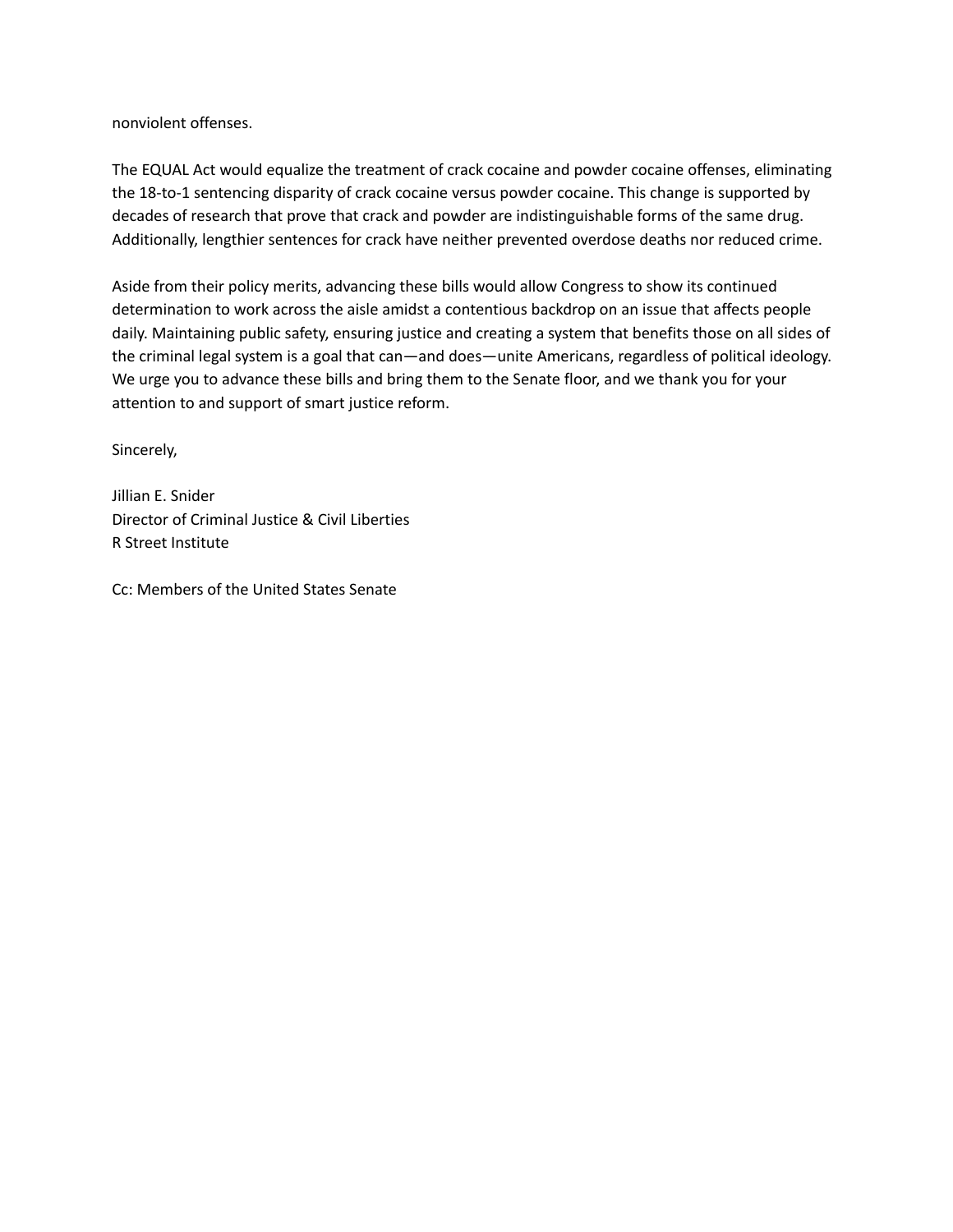nonviolent offenses.

The EQUAL Act would equalize the treatment of crack cocaine and powder cocaine offenses, eliminating the 18-to-1 sentencing disparity of crack cocaine versus powder cocaine. This change is supported by decades of research that prove that crack and powder are indistinguishable forms of the same drug. Additionally, lengthier sentences for crack have neither prevented overdose deaths nor reduced crime.

Aside from their policy merits, advancing these bills would allow Congress to show its continued determination to work across the aisle amidst a contentious backdrop on an issue that affects people daily. Maintaining public safety, ensuring justice and creating a system that benefits those on all sides of the criminal legal system is a goal that can—and does—unite Americans, regardless of political ideology. We urge you to advance these bills and bring them to the Senate floor, and we thank you for your attention to and support of smart justice reform.

Sincerely,

Jillian E. Snider
Director of Criminal Justice & Civil Liberties
R Street Institute

Cc: Members of the United States Senate